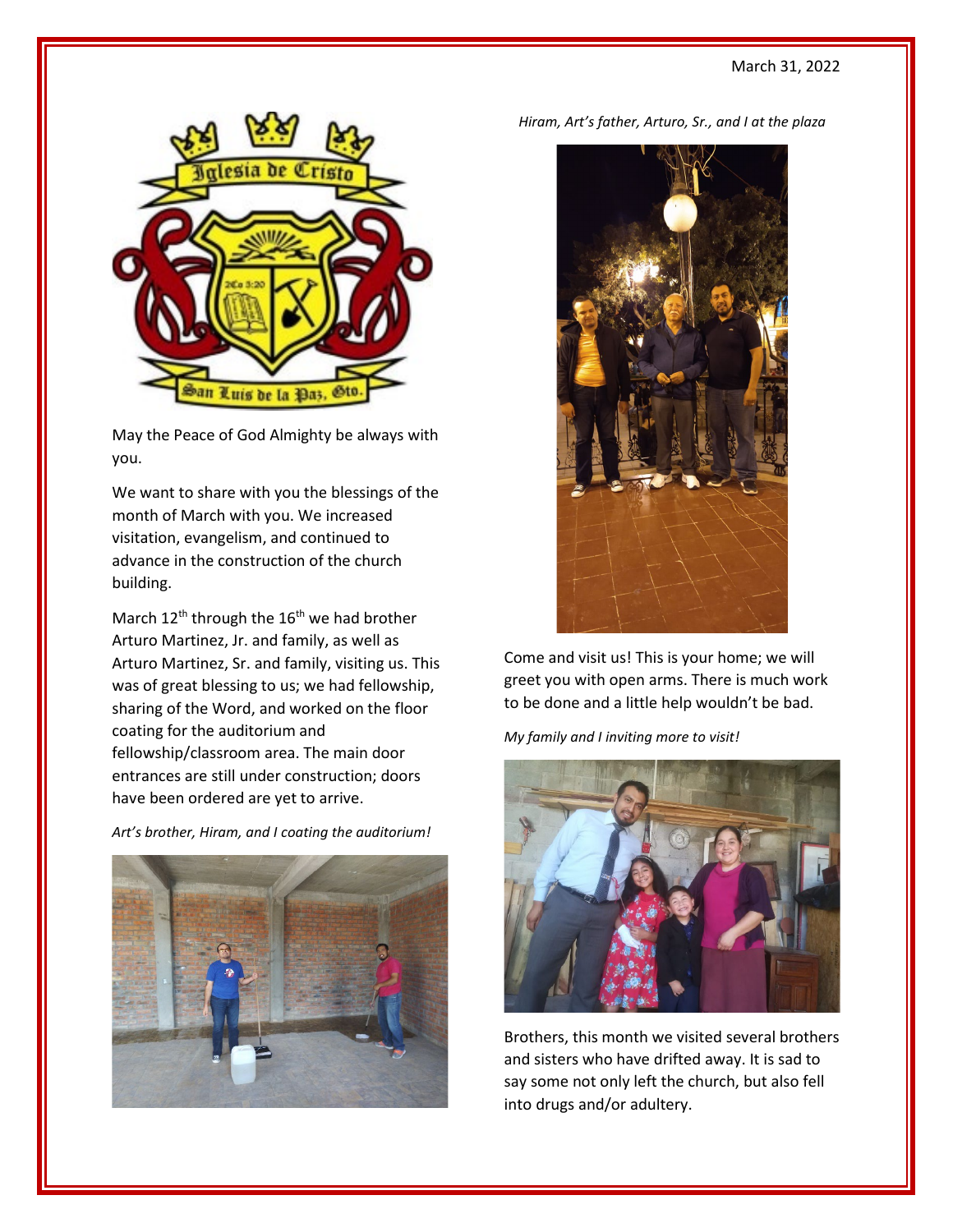March 31, 2022

May the Peace of God Almighty be always with you.

We want to share with you the blessings of the month of March with you. We increased visitation, evangelism, and continued to advance in the construction of the church building.

March 12th through the 16th we had brother Arturo Martinez, Jr. and family, as well as Arturo Martinez, Sr. and family, visiting us. This was of great blessing to us; we had fellowship, sharing of the Word, and worked on the floor coating for the auditorium and fellowship/classroom area. The main door entrances are still under construction; doors have been ordered are yet to arrive.

*Art's brother, Hiram, and I coating the auditorium!*

*Hiram, Art's father, Arturo, Sr., and I at the plaza*

Come and visit us! This is your home; we will greet you with open arms. There is much work to be done and a little help wouldn't be bad.

*My family and I inviting more to visit!*

Brothers, this month we visited several brothers and sisters who have drifted away. It is sad to say some not only left the church, but also fell into drugs and/or adultery.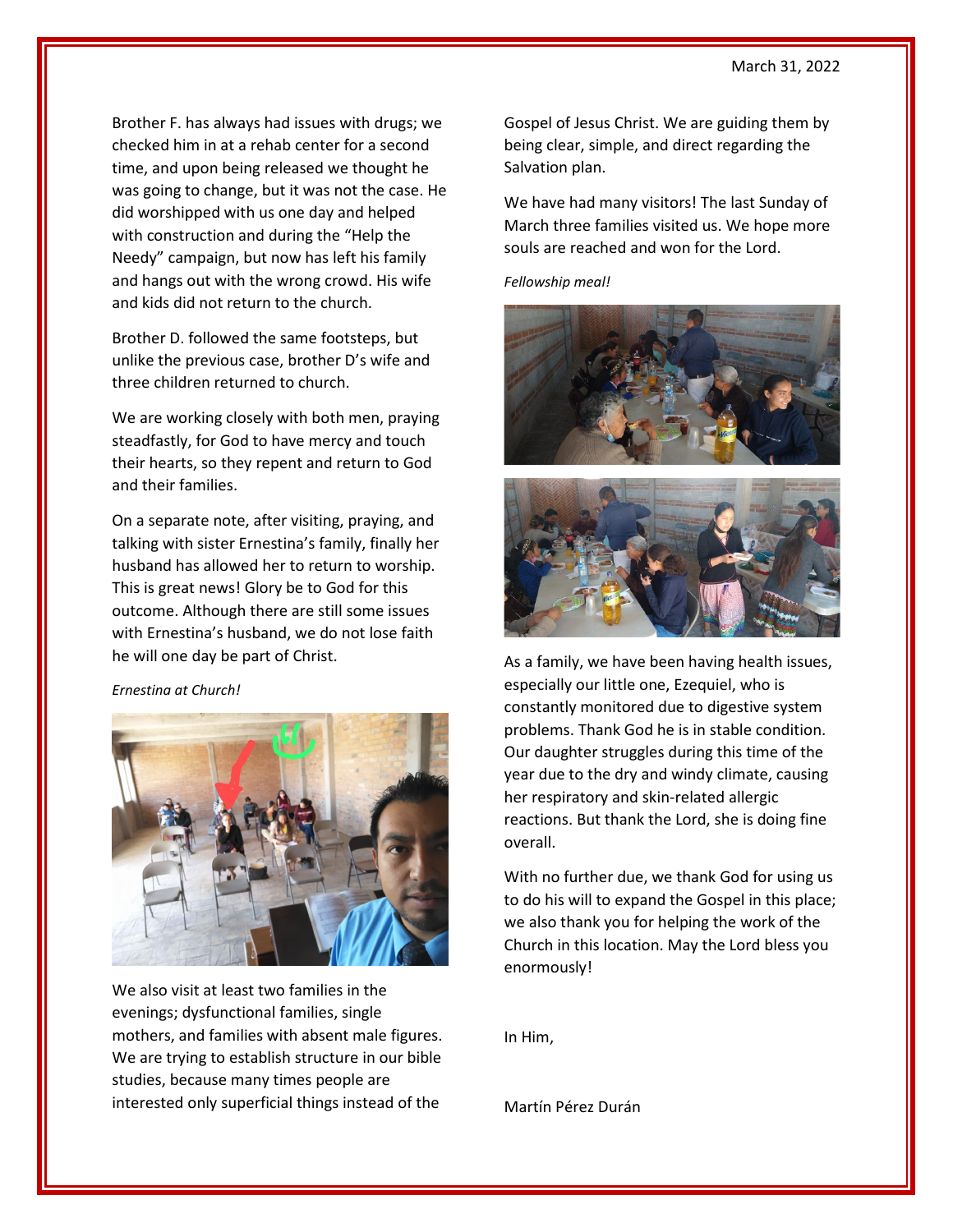March 31, 2022

Brother F. has always had issues with drugs; we checked him in at a rehab center for a second time, and upon being released we thought he was going to change, but it was not the case. He did worshipped with us one day and helped with construction and during the "Help the Needy" campaign, but now has left his family and hangs out with the wrong crowd. His wife and kids did not return to the church.

Brother D. followed the same footsteps, but unlike the previous case, brother D's wife and three children returned to church.

We are working closely with both men, praying steadfastly, for God to have mercy and touch their hearts, so they repent and return to God and their families.

On a separate note, after visiting, praying, and talking with sister Ernestina's family, finally her husband has allowed her to return to worship. This is great news! Glory be to God for this outcome. Although there are still some issues with Ernestina's husband, we do not lose faith he will one day be part of Christ.

*Ernestina at Church!*

We also visit at least two families in the evenings; dysfunctional families, single mothers, and families with absent male figures. We are trying to establish structure in our bible studies, because many times people are interested only superficial things instead of the Gospel of Jesus Christ. We are guiding them by being clear, simple, and direct regarding the Salvation plan.

We have had many visitors! The last Sunday of March three families visited us. We hope more souls are reached and won for the Lord.

*Fellowship meal!*

As a family, we have been having health issues, especially our little one, Ezequiel, who is constantly monitored due to digestive system problems. Thank God he is in stable condition. Our daughter struggles during this time of the year due to the dry and windy climate, causing her respiratory and skin-related allergic reactions. But thank the Lord, she is doing fine overall.

With no further due, we thank God for using us to do his will to expand the Gospel in this place; we also thank you for helping the work of the Church in this location. May the Lord bless you enormously!

In Him,

Martín Pérez Durán